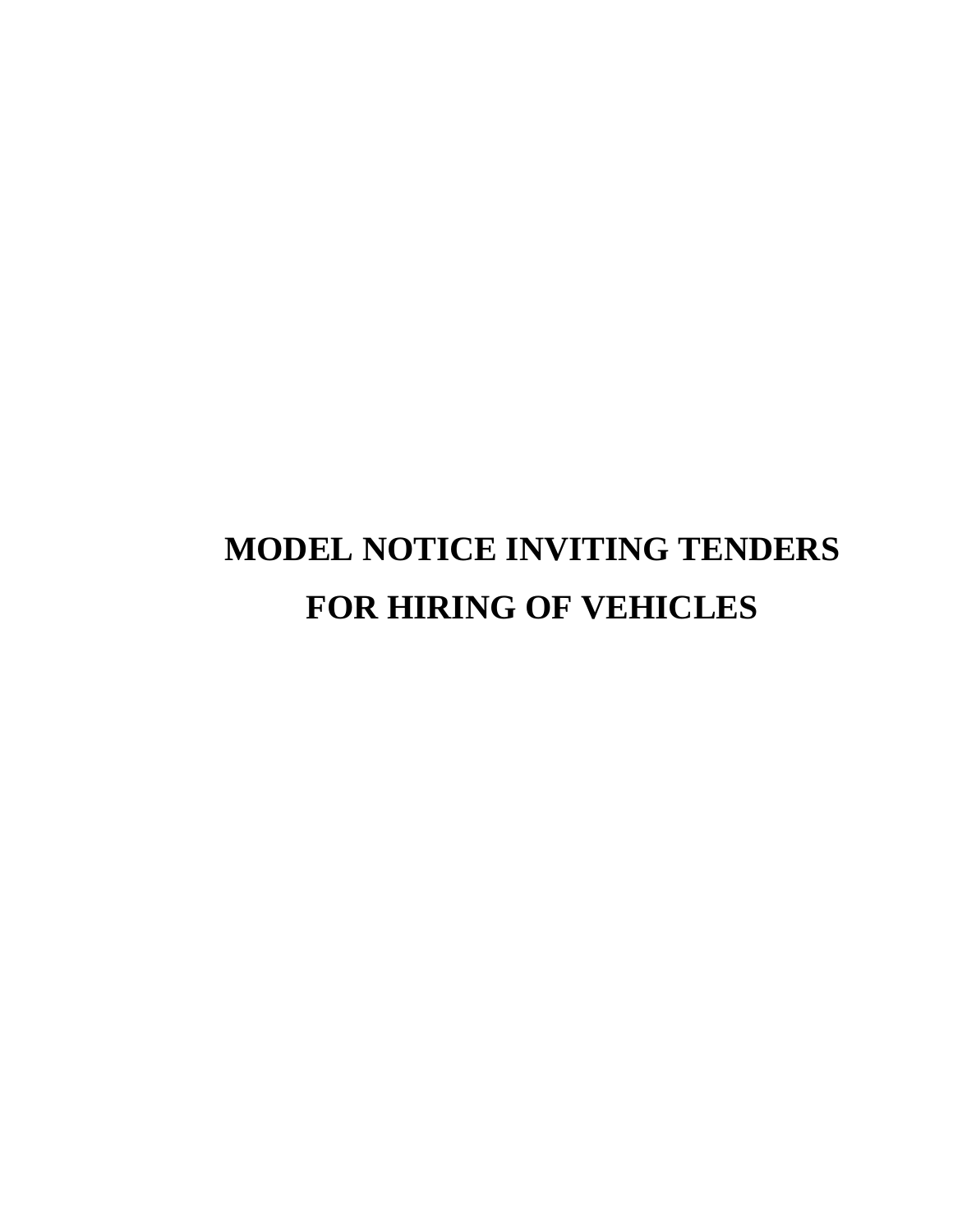# MODEL NOTICE INVITING TENDERS FOR HIRING OF VEHICLES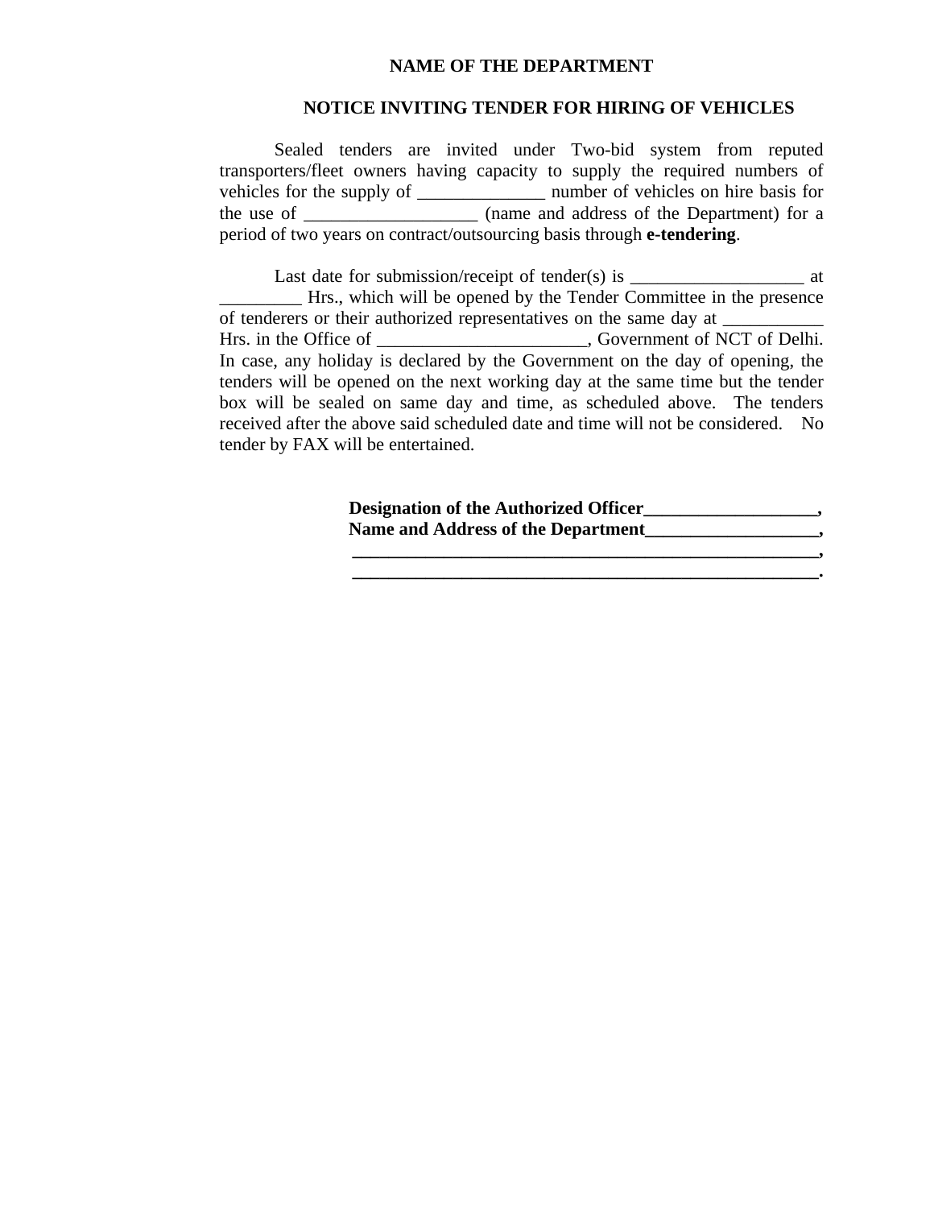**NAME OF THE DEPARTMENT**

**NOTICE INVITING TENDER FOR HIRING OF VEHICLES**

Sealed tenders are invited under Two-bid system from reputed transporters/fleet owners having capacity to supply the required numbers of vehicles for the supply of ______________ number of vehicles on hire basis for the use of ___________________ (name and address of the Department) for a period of two years on contract/outsourcing basis through **e-tendering**.

Last date for submission/receipt of tender(s) is ___________________ at _________ Hrs., which will be opened by the Tender Committee in the presence of tenderers or their authorized representatives on the same day at ___________ Hrs. in the Office of _______________________, Government of NCT of Delhi. In case, any holiday is declared by the Government on the day of opening, the tenders will be opened on the next working day at the same time but the tender box will be sealed on same day and time, as scheduled above. The tenders received after the above said scheduled date and time will not be considered. No tender by FAX will be entertained.

**Designation of the Authorized Officer___________________,**
**Name and Address of the Department___________________,**
**______________________________________________________,**
**______________________________________________________.**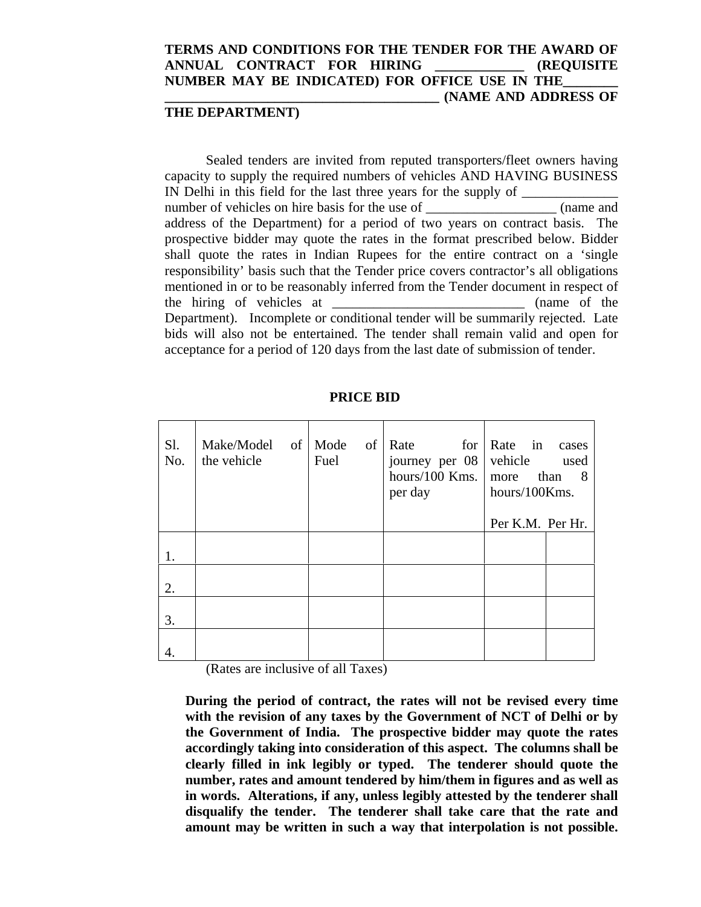**TERMS AND CONDITIONS FOR THE TENDER FOR THE AWARD OF ANNUAL CONTRACT FOR HIRING _____________ (REQUISITE NUMBER MAY BE INDICATED) FOR OFFICE USE IN THE________ _________________________________________ (NAME AND ADDRESS OF THE DEPARTMENT)**

Sealed tenders are invited from reputed transporters/fleet owners having capacity to supply the required numbers of vehicles AND HAVING BUSINESS IN Delhi in this field for the last three years for the supply of ______________ number of vehicles on hire basis for the use of ___________________ (name and address of the Department) for a period of two years on contract basis. The prospective bidder may quote the rates in the format prescribed below. Bidder shall quote the rates in Indian Rupees for the entire contract on a 'single responsibility' basis such that the Tender price covers contractor's all obligations mentioned in or to be reasonably inferred from the Tender document in respect of the hiring of vehicles at ____________________________ (name of the Department). Incomplete or conditional tender will be summarily rejected. Late bids will also not be entertained. The tender shall remain valid and open for acceptance for a period of 120 days from the last date of submission of tender.

**PRICE BID**

| Sl. No. | Make/Model of the vehicle | Mode of Fuel | Rate for journey per 08 hours/100 Kms. per day | Rate in cases vehicle used more than 8 hours/100Kms. | |
|---|---|---|---|---|---|
| | | | | Per K.M. | Per Hr. |
| 1. | | | | | |
| 2. | | | | | |
| 3. | | | | | |
| 4. | | | | | |

(Rates are inclusive of all Taxes)

**During the period of contract, the rates will not be revised every time with the revision of any taxes by the Government of NCT of Delhi or by the Government of India. The prospective bidder may quote the rates accordingly taking into consideration of this aspect. The columns shall be clearly filled in ink legibly or typed. The tenderer should quote the number, rates and amount tendered by him/them in figures and as well as in words. Alterations, if any, unless legibly attested by the tenderer shall disqualify the tender. The tenderer shall take care that the rate and amount may be written in such a way that interpolation is not possible.**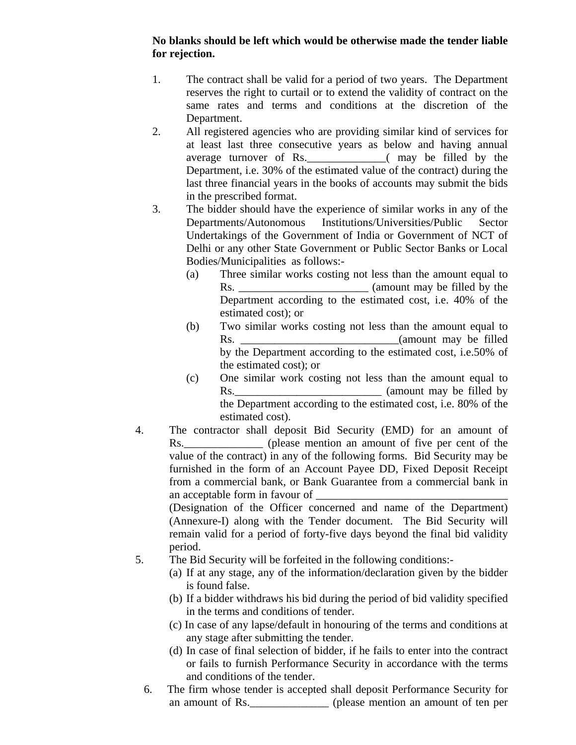**No blanks should be left which would be otherwise made the tender liable for rejection.**

1. The contract shall be valid for a period of two years. The Department reserves the right to curtail or to extend the validity of contract on the same rates and terms and conditions at the discretion of the Department.
2. All registered agencies who are providing similar kind of services for at least last three consecutive years as below and having annual average turnover of Rs.______________( may be filled by the Department, i.e. 30% of the estimated value of the contract) during the last three financial years in the books of accounts may submit the bids in the prescribed format.
3. The bidder should have the experience of similar works in any of the Departments/Autonomous Institutions/Universities/Public Sector Undertakings of the Government of India or Government of NCT of Delhi or any other State Government or Public Sector Banks or Local Bodies/Municipalities as follows:-
   - (a) Three similar works costing not less than the amount equal to Rs. _______________________ (amount may be filled by the Department according to the estimated cost, i.e. 40% of the estimated cost); or
   - (b) Two similar works costing not less than the amount equal to Rs. ____________________________(amount may be filled by the Department according to the estimated cost, i.e.50% of the estimated cost); or
   - (c) One similar work costing not less than the amount equal to Rs.__________________________ (amount may be filled by the Department according to the estimated cost, i.e. 80% of the estimated cost).
4. The contractor shall deposit Bid Security (EMD) for an amount of Rs.______________ (please mention an amount of five per cent of the value of the contract) in any of the following forms. Bid Security may be furnished in the form of an Account Payee DD, Fixed Deposit Receipt from a commercial bank, or Bank Guarantee from a commercial bank in an acceptable form in favour of __________________________________ (Designation of the Officer concerned and name of the Department) (Annexure-I) along with the Tender document. The Bid Security will remain valid for a period of forty-five days beyond the final bid validity period.
5. The Bid Security will be forfeited in the following conditions:-
   - (a) If at any stage, any of the information/declaration given by the bidder is found false.
   - (b) If a bidder withdraws his bid during the period of bid validity specified in the terms and conditions of tender.
   - (c) In case of any lapse/default in honouring of the terms and conditions at any stage after submitting the tender.
   - (d) In case of final selection of bidder, if he fails to enter into the contract or fails to furnish Performance Security in accordance with the terms and conditions of the tender.
6. The firm whose tender is accepted shall deposit Performance Security for an amount of Rs.______________ (please mention an amount of ten per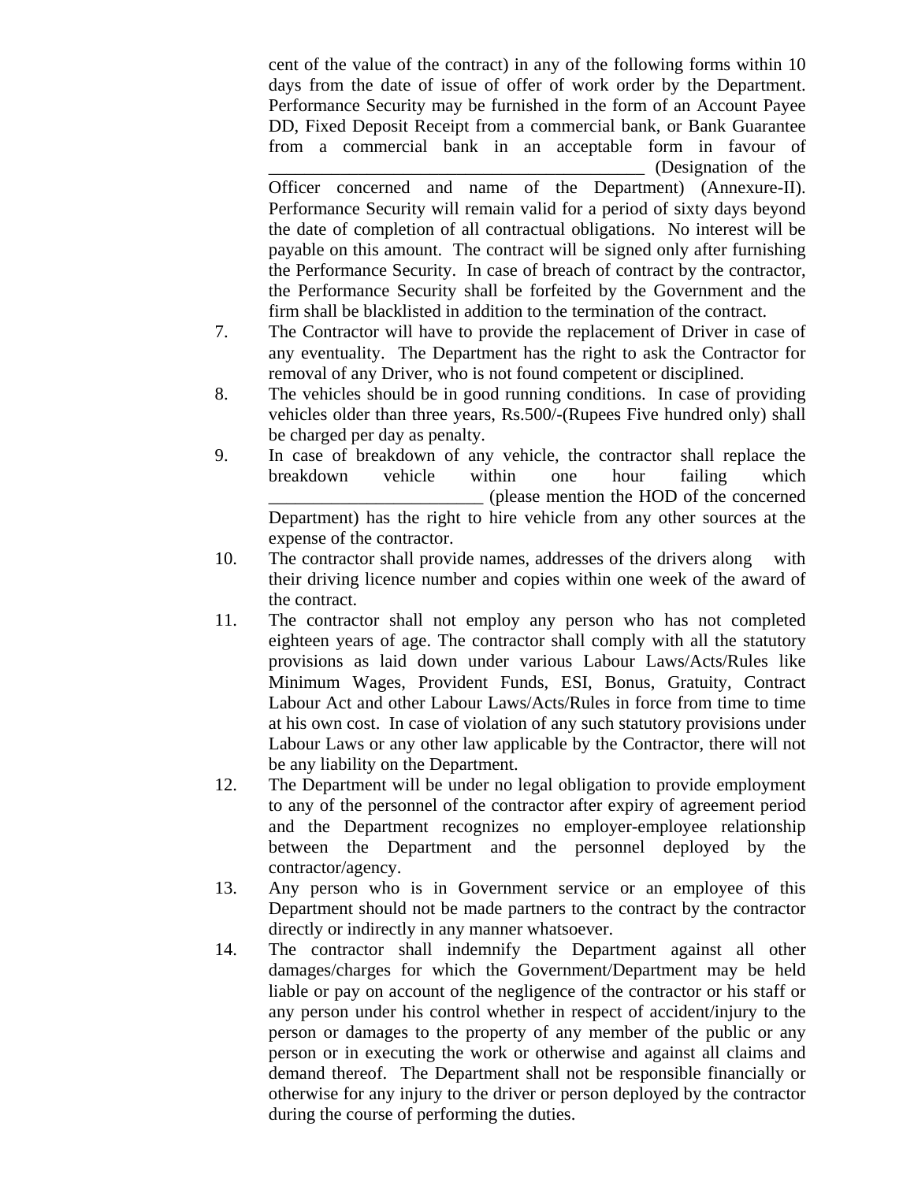cent of the value of the contract) in any of the following forms within 10 days from the date of issue of offer of work order by the Department. Performance Security may be furnished in the form of an Account Payee DD, Fixed Deposit Receipt from a commercial bank, or Bank Guarantee from a commercial bank in an acceptable form in favour of ___________________________________________ (Designation of the Officer concerned and name of the Department) (Annexure-II). Performance Security will remain valid for a period of sixty days beyond the date of completion of all contractual obligations. No interest will be payable on this amount. The contract will be signed only after furnishing the Performance Security. In case of breach of contract by the contractor, the Performance Security shall be forfeited by the Government and the firm shall be blacklisted in addition to the termination of the contract.

7. The Contractor will have to provide the replacement of Driver in case of any eventuality. The Department has the right to ask the Contractor for removal of any Driver, who is not found competent or disciplined.
8. The vehicles should be in good running conditions. In case of providing vehicles older than three years, Rs.500/-(Rupees Five hundred only) shall be charged per day as penalty.
9. In case of breakdown of any vehicle, the contractor shall replace the breakdown vehicle within one hour failing which ________________________ (please mention the HOD of the concerned Department) has the right to hire vehicle from any other sources at the expense of the contractor.
10. The contractor shall provide names, addresses of the drivers along with their driving licence number and copies within one week of the award of the contract.
11. The contractor shall not employ any person who has not completed eighteen years of age. The contractor shall comply with all the statutory provisions as laid down under various Labour Laws/Acts/Rules like Minimum Wages, Provident Funds, ESI, Bonus, Gratuity, Contract Labour Act and other Labour Laws/Acts/Rules in force from time to time at his own cost. In case of violation of any such statutory provisions under Labour Laws or any other law applicable by the Contractor, there will not be any liability on the Department.
12. The Department will be under no legal obligation to provide employment to any of the personnel of the contractor after expiry of agreement period and the Department recognizes no employer-employee relationship between the Department and the personnel deployed by the contractor/agency.
13. Any person who is in Government service or an employee of this Department should not be made partners to the contract by the contractor directly or indirectly in any manner whatsoever.
14. The contractor shall indemnify the Department against all other damages/charges for which the Government/Department may be held liable or pay on account of the negligence of the contractor or his staff or any person under his control whether in respect of accident/injury to the person or damages to the property of any member of the public or any person or in executing the work or otherwise and against all claims and demand thereof. The Department shall not be responsible financially or otherwise for any injury to the driver or person deployed by the contractor during the course of performing the duties.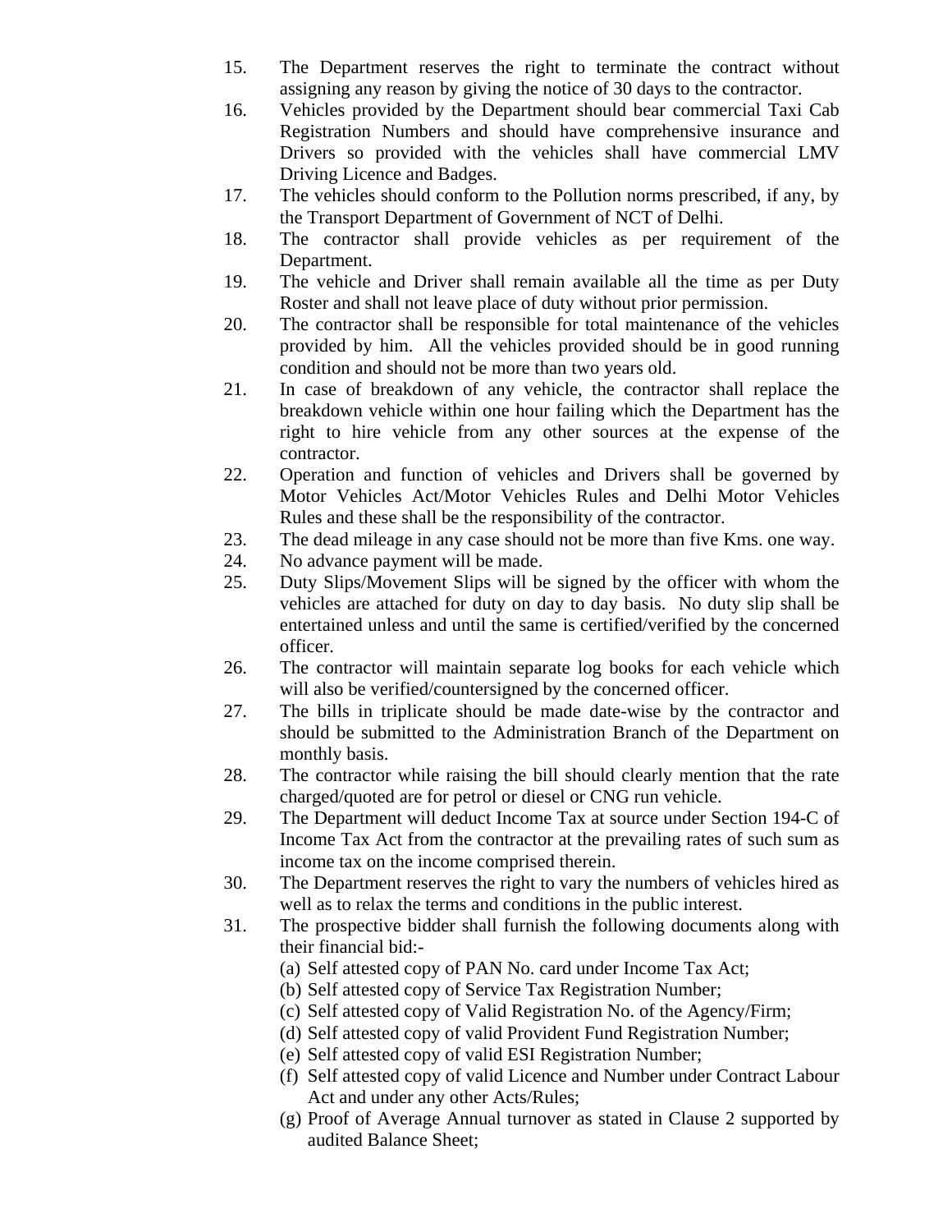15. The Department reserves the right to terminate the contract without assigning any reason by giving the notice of 30 days to the contractor.
16. Vehicles provided by the Department should bear commercial Taxi Cab Registration Numbers and should have comprehensive insurance and Drivers so provided with the vehicles shall have commercial LMV Driving Licence and Badges.
17. The vehicles should conform to the Pollution norms prescribed, if any, by the Transport Department of Government of NCT of Delhi.
18. The contractor shall provide vehicles as per requirement of the Department.
19. The vehicle and Driver shall remain available all the time as per Duty Roster and shall not leave place of duty without prior permission.
20. The contractor shall be responsible for total maintenance of the vehicles provided by him. All the vehicles provided should be in good running condition and should not be more than two years old.
21. In case of breakdown of any vehicle, the contractor shall replace the breakdown vehicle within one hour failing which the Department has the right to hire vehicle from any other sources at the expense of the contractor.
22. Operation and function of vehicles and Drivers shall be governed by Motor Vehicles Act/Motor Vehicles Rules and Delhi Motor Vehicles Rules and these shall be the responsibility of the contractor.
23. The dead mileage in any case should not be more than five Kms. one way.
24. No advance payment will be made.
25. Duty Slips/Movement Slips will be signed by the officer with whom the vehicles are attached for duty on day to day basis. No duty slip shall be entertained unless and until the same is certified/verified by the concerned officer.
26. The contractor will maintain separate log books for each vehicle which will also be verified/countersigned by the concerned officer.
27. The bills in triplicate should be made date-wise by the contractor and should be submitted to the Administration Branch of the Department on monthly basis.
28. The contractor while raising the bill should clearly mention that the rate charged/quoted are for petrol or diesel or CNG run vehicle.
29. The Department will deduct Income Tax at source under Section 194-C of Income Tax Act from the contractor at the prevailing rates of such sum as income tax on the income comprised therein.
30. The Department reserves the right to vary the numbers of vehicles hired as well as to relax the terms and conditions in the public interest.
31. The prospective bidder shall furnish the following documents along with their financial bid:-
    (a) Self attested copy of PAN No. card under Income Tax Act;
    (b) Self attested copy of Service Tax Registration Number;
    (c) Self attested copy of Valid Registration No. of the Agency/Firm;
    (d) Self attested copy of valid Provident Fund Registration Number;
    (e) Self attested copy of valid ESI Registration Number;
    (f) Self attested copy of valid Licence and Number under Contract Labour Act and under any other Acts/Rules;
    (g) Proof of Average Annual turnover as stated in Clause 2 supported by audited Balance Sheet;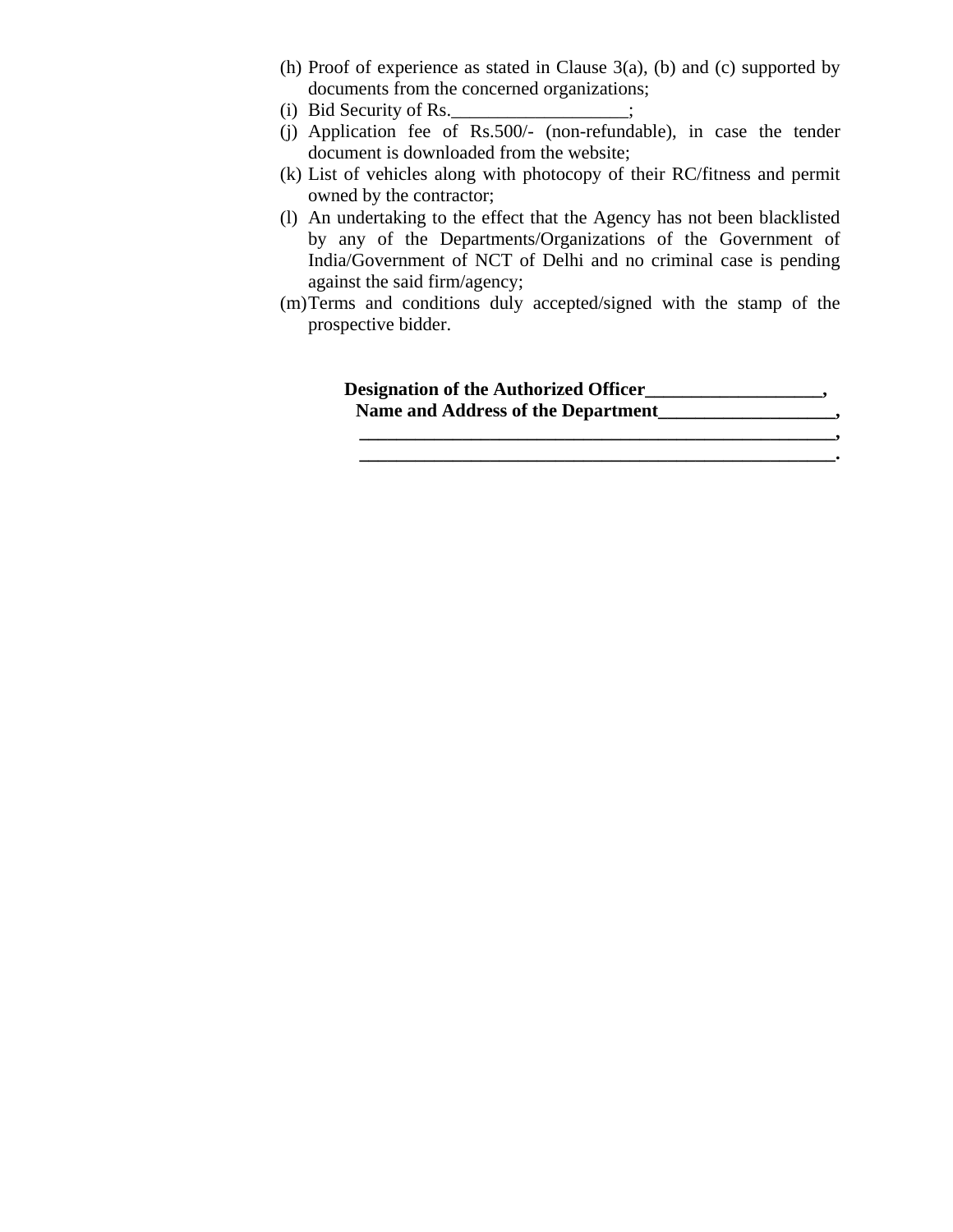(h) Proof of experience as stated in Clause 3(a), (b) and (c) supported by documents from the concerned organizations;

(i) Bid Security of Rs.___________________;

(j) Application fee of Rs.500/- (non-refundable), in case the tender document is downloaded from the website;

(k) List of vehicles along with photocopy of their RC/fitness and permit owned by the contractor;

(l) An undertaking to the effect that the Agency has not been blacklisted by any of the Departments/Organizations of the Government of India/Government of NCT of Delhi and no criminal case is pending against the said firm/agency;

(m) Terms and conditions duly accepted/signed with the stamp of the prospective bidder.

**Designation of the Authorized Officer___________________,**

**Name and Address of the Department___________________,**

**______________________________________________________,**

**______________________________________________________.**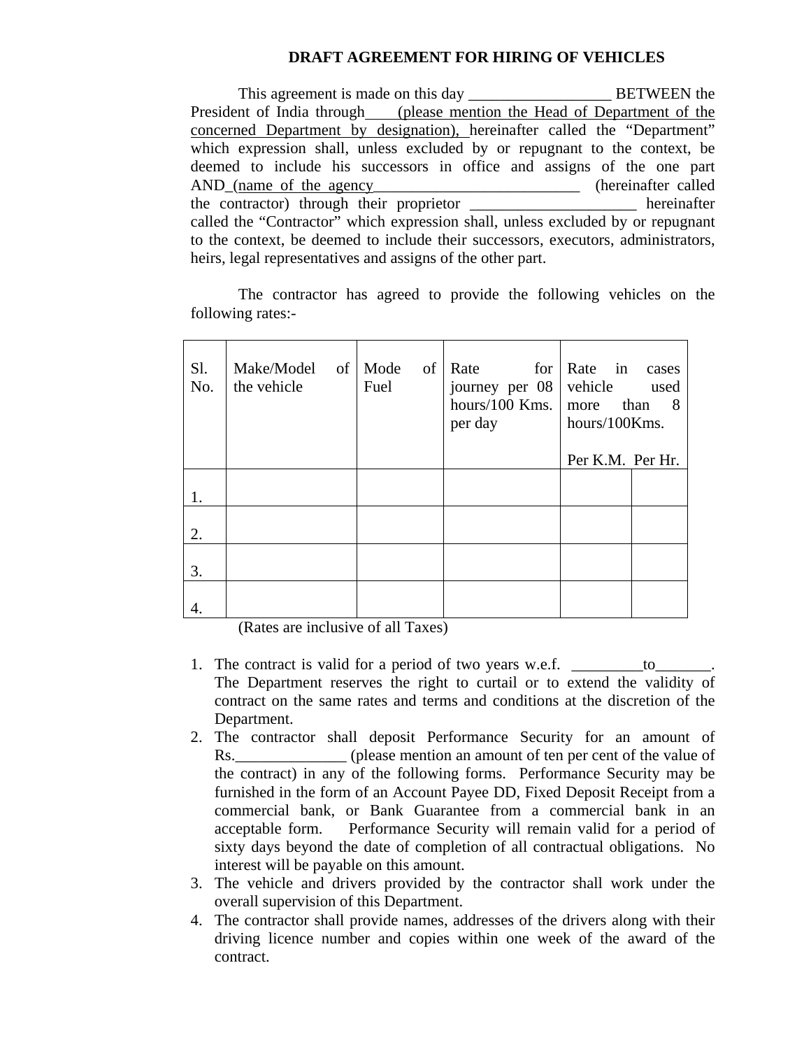# DRAFT AGREEMENT FOR HIRING OF VEHICLES

This agreement is made on this day __________________ BETWEEN the President of India through ___ (please mention the Head of Department of the concerned Department by designation), hereinafter called the "Department" which expression shall, unless excluded by or repugnant to the context, be deemed to include his successors in office and assigns of the one part AND (name of the agency__________________________ (hereinafter called the contractor) through their proprietor _____________________ hereinafter called the "Contractor" which expression shall, unless excluded by or repugnant to the context, be deemed to include their successors, executors, administrators, heirs, legal representatives and assigns of the other part.

The contractor has agreed to provide the following vehicles on the following rates:-

| Sl. No. | Make/Model of the vehicle | Mode of Fuel | Rate for journey per 08 hours/100 Kms. per day | Rate in cases vehicle used more than 8 hours/100Kms. | |
|---|---|---|---|---|---|
| | | | | Per K.M. | Per Hr. |
| 1. | | | | | |
| 2. | | | | | |
| 3. | | | | | |
| 4. | | | | | |

(Rates are inclusive of all Taxes)

1. The contract is valid for a period of two years w.e.f. _________to_______. The Department reserves the right to curtail or to extend the validity of contract on the same rates and terms and conditions at the discretion of the Department.
2. The contractor shall deposit Performance Security for an amount of Rs.______________ (please mention an amount of ten per cent of the value of the contract) in any of the following forms. Performance Security may be furnished in the form of an Account Payee DD, Fixed Deposit Receipt from a commercial bank, or Bank Guarantee from a commercial bank in an acceptable form. Performance Security will remain valid for a period of sixty days beyond the date of completion of all contractual obligations. No interest will be payable on this amount.
3. The vehicle and drivers provided by the contractor shall work under the overall supervision of this Department.
4. The contractor shall provide names, addresses of the drivers along with their driving licence number and copies within one week of the award of the contract.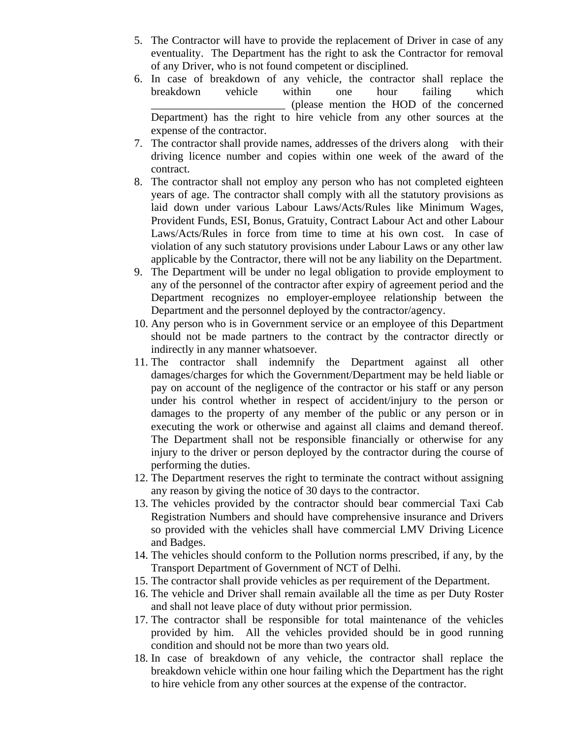5. The Contractor will have to provide the replacement of Driver in case of any eventuality. The Department has the right to ask the Contractor for removal of any Driver, who is not found competent or disciplined.
6. In case of breakdown of any vehicle, the contractor shall replace the breakdown vehicle within one hour failing which ________________________ (please mention the HOD of the concerned Department) has the right to hire vehicle from any other sources at the expense of the contractor.
7. The contractor shall provide names, addresses of the drivers along with their driving licence number and copies within one week of the award of the contract.
8. The contractor shall not employ any person who has not completed eighteen years of age. The contractor shall comply with all the statutory provisions as laid down under various Labour Laws/Acts/Rules like Minimum Wages, Provident Funds, ESI, Bonus, Gratuity, Contract Labour Act and other Labour Laws/Acts/Rules in force from time to time at his own cost. In case of violation of any such statutory provisions under Labour Laws or any other law applicable by the Contractor, there will not be any liability on the Department.
9. The Department will be under no legal obligation to provide employment to any of the personnel of the contractor after expiry of agreement period and the Department recognizes no employer-employee relationship between the Department and the personnel deployed by the contractor/agency.
10. Any person who is in Government service or an employee of this Department should not be made partners to the contract by the contractor directly or indirectly in any manner whatsoever.
11. The contractor shall indemnify the Department against all other damages/charges for which the Government/Department may be held liable or pay on account of the negligence of the contractor or his staff or any person under his control whether in respect of accident/injury to the person or damages to the property of any member of the public or any person or in executing the work or otherwise and against all claims and demand thereof. The Department shall not be responsible financially or otherwise for any injury to the driver or person deployed by the contractor during the course of performing the duties.
12. The Department reserves the right to terminate the contract without assigning any reason by giving the notice of 30 days to the contractor.
13. The vehicles provided by the contractor should bear commercial Taxi Cab Registration Numbers and should have comprehensive insurance and Drivers so provided with the vehicles shall have commercial LMV Driving Licence and Badges.
14. The vehicles should conform to the Pollution norms prescribed, if any, by the Transport Department of Government of NCT of Delhi.
15. The contractor shall provide vehicles as per requirement of the Department.
16. The vehicle and Driver shall remain available all the time as per Duty Roster and shall not leave place of duty without prior permission.
17. The contractor shall be responsible for total maintenance of the vehicles provided by him. All the vehicles provided should be in good running condition and should not be more than two years old.
18. In case of breakdown of any vehicle, the contractor shall replace the breakdown vehicle within one hour failing which the Department has the right to hire vehicle from any other sources at the expense of the contractor.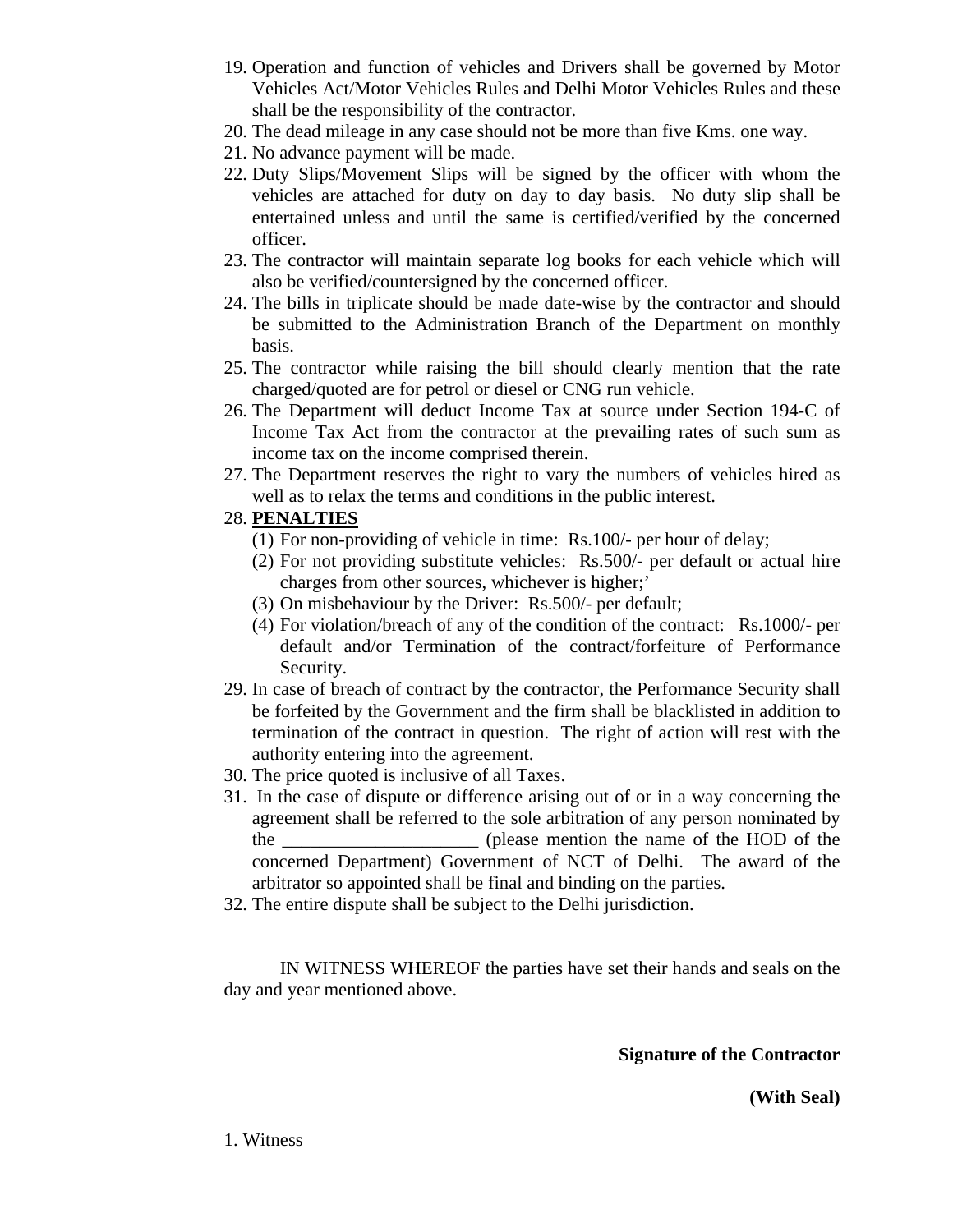19. Operation and function of vehicles and Drivers shall be governed by Motor Vehicles Act/Motor Vehicles Rules and Delhi Motor Vehicles Rules and these shall be the responsibility of the contractor.
20. The dead mileage in any case should not be more than five Kms. one way.
21. No advance payment will be made.
22. Duty Slips/Movement Slips will be signed by the officer with whom the vehicles are attached for duty on day to day basis. No duty slip shall be entertained unless and until the same is certified/verified by the concerned officer.
23. The contractor will maintain separate log books for each vehicle which will also be verified/countersigned by the concerned officer.
24. The bills in triplicate should be made date-wise by the contractor and should be submitted to the Administration Branch of the Department on monthly basis.
25. The contractor while raising the bill should clearly mention that the rate charged/quoted are for petrol or diesel or CNG run vehicle.
26. The Department will deduct Income Tax at source under Section 194-C of Income Tax Act from the contractor at the prevailing rates of such sum as income tax on the income comprised therein.
27. The Department reserves the right to vary the numbers of vehicles hired as well as to relax the terms and conditions in the public interest.
28. **PENALTIES**
    (1) For non-providing of vehicle in time: Rs.100/- per hour of delay;
    (2) For not providing substitute vehicles: Rs.500/- per default or actual hire charges from other sources, whichever is higher;'
    (3) On misbehaviour by the Driver: Rs.500/- per default;
    (4) For violation/breach of any of the condition of the contract: Rs.1000/- per default and/or Termination of the contract/forfeiture of Performance Security.
29. In case of breach of contract by the contractor, the Performance Security shall be forfeited by the Government and the firm shall be blacklisted in addition to termination of the contract in question. The right of action will rest with the authority entering into the agreement.
30. The price quoted is inclusive of all Taxes.
31. In the case of dispute or difference arising out of or in a way concerning the agreement shall be referred to the sole arbitration of any person nominated by the _____________________ (please mention the name of the HOD of the concerned Department) Government of NCT of Delhi. The award of the arbitrator so appointed shall be final and binding on the parties.
32. The entire dispute shall be subject to the Delhi jurisdiction.

IN WITNESS WHEREOF the parties have set their hands and seals on the day and year mentioned above.

**Signature of the Contractor**

**(With Seal)**

1. Witness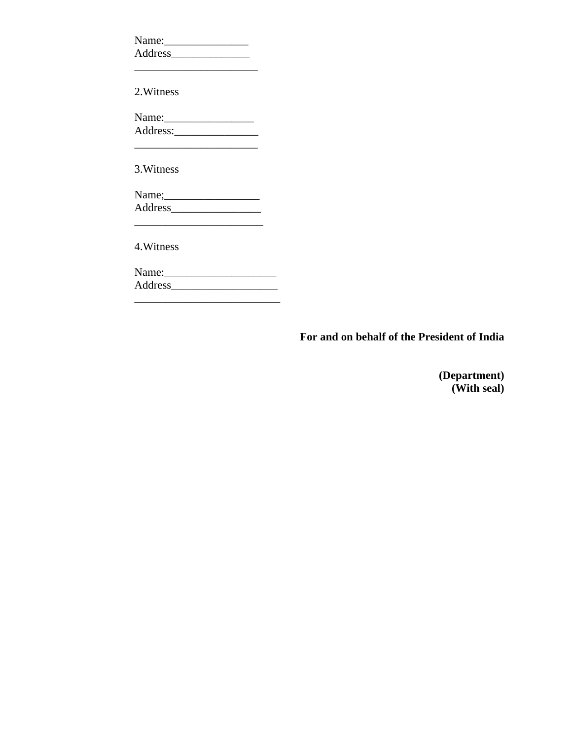Name:_______________
Address______________
______________________

2.Witness

Name:________________
Address:_______________
______________________

3.Witness

Name;_________________
Address________________
_______________________

4.Witness

Name:____________________
Address___________________
__________________________

**For and on behalf of the President of India**

**(Department)**
**(With seal)**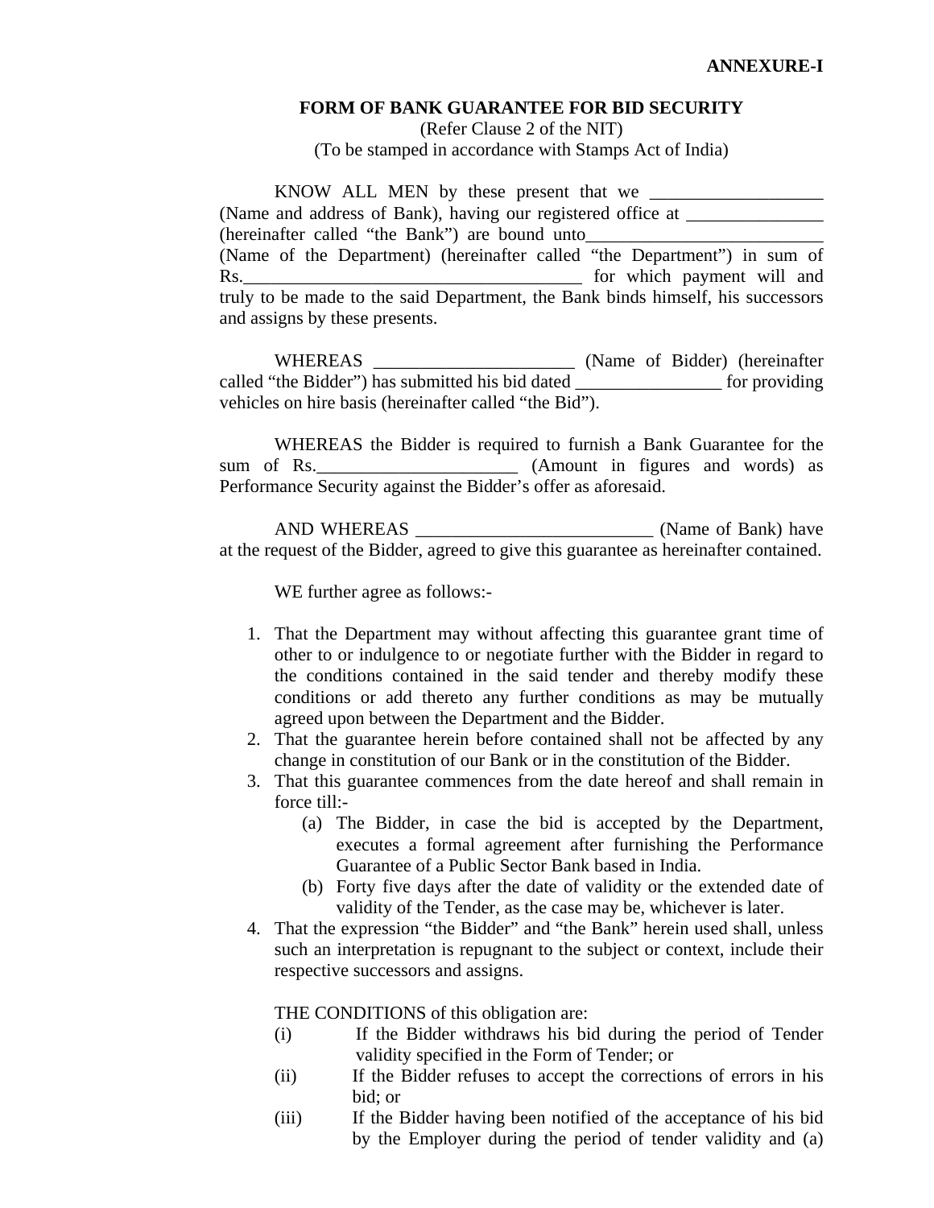**ANNEXURE-I**

**FORM OF BANK GUARANTEE FOR BID SECURITY**

(Refer Clause 2 of the NIT)

(To be stamped in accordance with Stamps Act of India)

KNOW ALL MEN by these present that we ___________________ (Name and address of Bank), having our registered office at _______________ (hereinafter called "the Bank") are bound unto__________________________ (Name of the Department) (hereinafter called "the Department") in sum of Rs.______________________________________ for which payment will and truly to be made to the said Department, the Bank binds himself, his successors and assigns by these presents.

WHEREAS ______________________ (Name of Bidder) (hereinafter called "the Bidder") has submitted his bid dated ________________ for providing vehicles on hire basis (hereinafter called "the Bid").

WHEREAS the Bidder is required to furnish a Bank Guarantee for the sum of Rs.______________________ (Amount in figures and words) as Performance Security against the Bidder's offer as aforesaid.

AND WHEREAS __________________________ (Name of Bank) have at the request of the Bidder, agreed to give this guarantee as hereinafter contained.

WE further agree as follows:-

1. That the Department may without affecting this guarantee grant time of other to or indulgence to or negotiate further with the Bidder in regard to the conditions contained in the said tender and thereby modify these conditions or add thereto any further conditions as may be mutually agreed upon between the Department and the Bidder.
2. That the guarantee herein before contained shall not be affected by any change in constitution of our Bank or in the constitution of the Bidder.
3. That this guarantee commences from the date hereof and shall remain in force till:-
   (a) The Bidder, in case the bid is accepted by the Department, executes a formal agreement after furnishing the Performance Guarantee of a Public Sector Bank based in India.
   (b) Forty five days after the date of validity or the extended date of validity of the Tender, as the case may be, whichever is later.
4. That the expression "the Bidder" and "the Bank" herein used shall, unless such an interpretation is repugnant to the subject or context, include their respective successors and assigns.

THE CONDITIONS of this obligation are:

(i) If the Bidder withdraws his bid during the period of Tender validity specified in the Form of Tender; or

(ii) If the Bidder refuses to accept the corrections of errors in his bid; or

(iii) If the Bidder having been notified of the acceptance of his bid by the Employer during the period of tender validity and (a)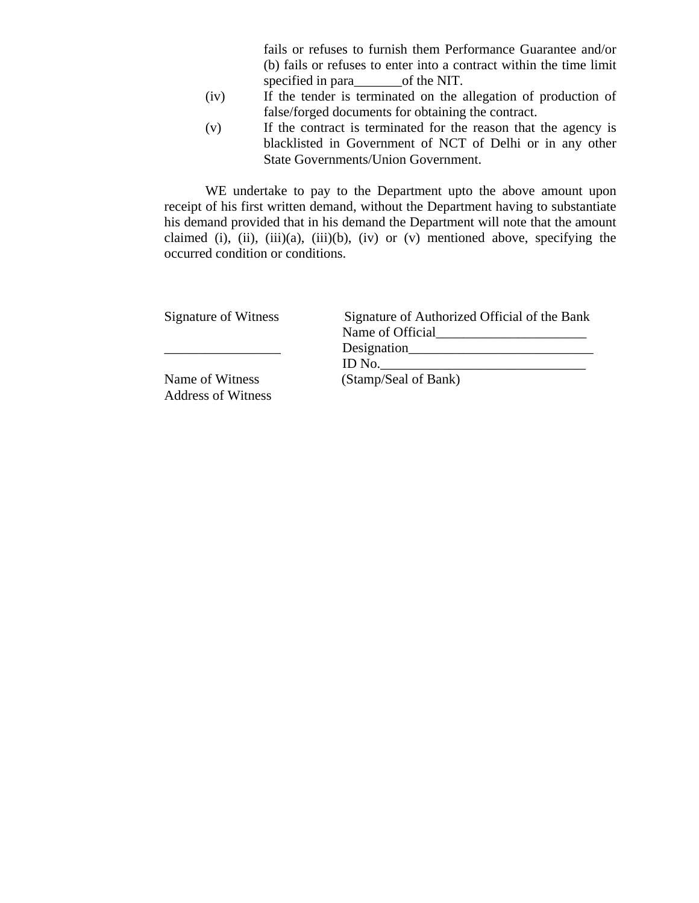fails or refuses to furnish them Performance Guarantee and/or (b) fails or refuses to enter into a contract within the time limit specified in para_______of the NIT.

(iv) If the tender is terminated on the allegation of production of false/forged documents for obtaining the contract.

(v) If the contract is terminated for the reason that the agency is blacklisted in Government of NCT of Delhi or in any other State Governments/Union Government.

WE undertake to pay to the Department upto the above amount upon receipt of his first written demand, without the Department having to substantiate his demand provided that in his demand the Department will note that the amount claimed (i), (ii), (iii)(a), (iii)(b), (iv) or (v) mentioned above, specifying the occurred condition or conditions.

Signature of Witness

_________________

Name of Witness

Address of Witness

Signature of Authorized Official of the Bank

Name of Official______________________

Designation___________________________

ID No.______________________________

(Stamp/Seal of Bank)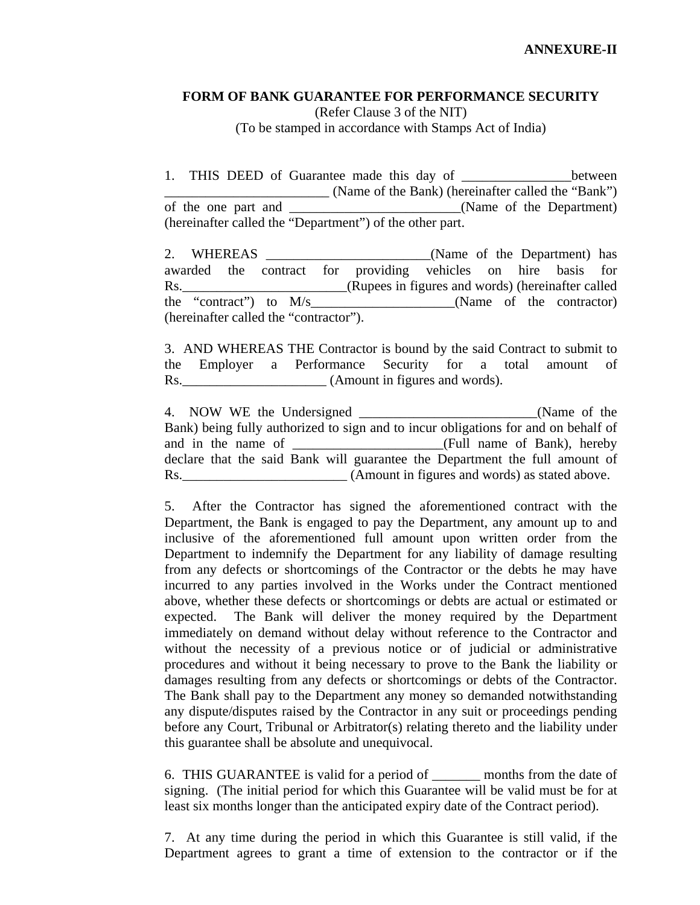**ANNEXURE-II**

**FORM OF BANK GUARANTEE FOR PERFORMANCE SECURITY**

(Refer Clause 3 of the NIT)

(To be stamped in accordance with Stamps Act of India)

1. THIS DEED of Guarantee made this day of ________________between _________________________ (Name of the Bank) (hereinafter called the "Bank") of the one part and _________________________(Name of the Department) (hereinafter called the "Department") of the other part.

2. WHEREAS _________________________(Name of the Department) has awarded the contract for providing vehicles on hire basis for Rs.________________________(Rupees in figures and words) (hereinafter called the "contract") to M/s_____________________(Name of the contractor) (hereinafter called the "contractor").

3. AND WHEREAS THE Contractor is bound by the said Contract to submit to the Employer a Performance Security for a total amount of Rs.______________________ (Amount in figures and words).

4. NOW WE the Undersigned __________________________(Name of the Bank) being fully authorized to sign and to incur obligations for and on behalf of and in the name of ______________________(Full name of Bank), hereby declare that the said Bank will guarantee the Department the full amount of Rs.________________________ (Amount in figures and words) as stated above.

5. After the Contractor has signed the aforementioned contract with the Department, the Bank is engaged to pay the Department, any amount up to and inclusive of the aforementioned full amount upon written order from the Department to indemnify the Department for any liability of damage resulting from any defects or shortcomings of the Contractor or the debts he may have incurred to any parties involved in the Works under the Contract mentioned above, whether these defects or shortcomings or debts are actual or estimated or expected. The Bank will deliver the money required by the Department immediately on demand without delay without reference to the Contractor and without the necessity of a previous notice or of judicial or administrative procedures and without it being necessary to prove to the Bank the liability or damages resulting from any defects or shortcomings or debts of the Contractor. The Bank shall pay to the Department any money so demanded notwithstanding any dispute/disputes raised by the Contractor in any suit or proceedings pending before any Court, Tribunal or Arbitrator(s) relating thereto and the liability under this guarantee shall be absolute and unequivocal.

6. THIS GUARANTEE is valid for a period of _______ months from the date of signing. (The initial period for which this Guarantee will be valid must be for at least six months longer than the anticipated expiry date of the Contract period).

7. At any time during the period in which this Guarantee is still valid, if the Department agrees to grant a time of extension to the contractor or if the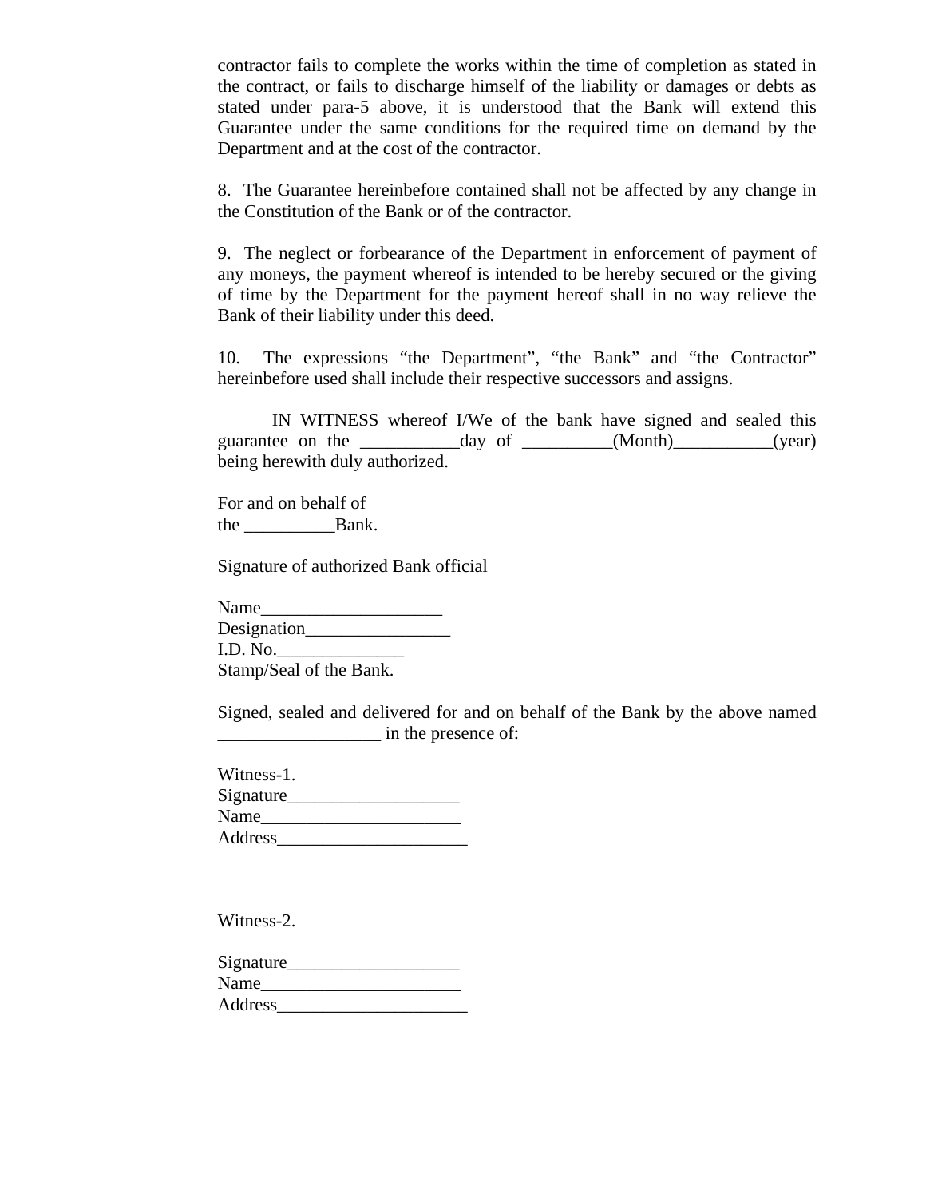contractor fails to complete the works within the time of completion as stated in the contract, or fails to discharge himself of the liability or damages or debts as stated under para-5 above, it is understood that the Bank will extend this Guarantee under the same conditions for the required time on demand by the Department and at the cost of the contractor.

8. The Guarantee hereinbefore contained shall not be affected by any change in the Constitution of the Bank or of the contractor.

9. The neglect or forbearance of the Department in enforcement of payment of any moneys, the payment whereof is intended to be hereby secured or the giving of time by the Department for the payment hereof shall in no way relieve the Bank of their liability under this deed.

10. The expressions “the Department”, “the Bank” and “the Contractor” hereinbefore used shall include their respective successors and assigns.

IN WITNESS whereof I/We of the bank have signed and sealed this guarantee on the ___________day of __________(Month)___________(year) being herewith duly authorized.

For and on behalf of
the __________Bank.

Signature of authorized Bank official

Name____________________
Designation________________
I.D. No.______________
Stamp/Seal of the Bank.

Signed, sealed and delivered for and on behalf of the Bank by the above named __________________ in the presence of:

Witness-1.
Signature___________________
Name______________________
Address_____________________

Witness-2.

Signature___________________
Name______________________
Address_____________________